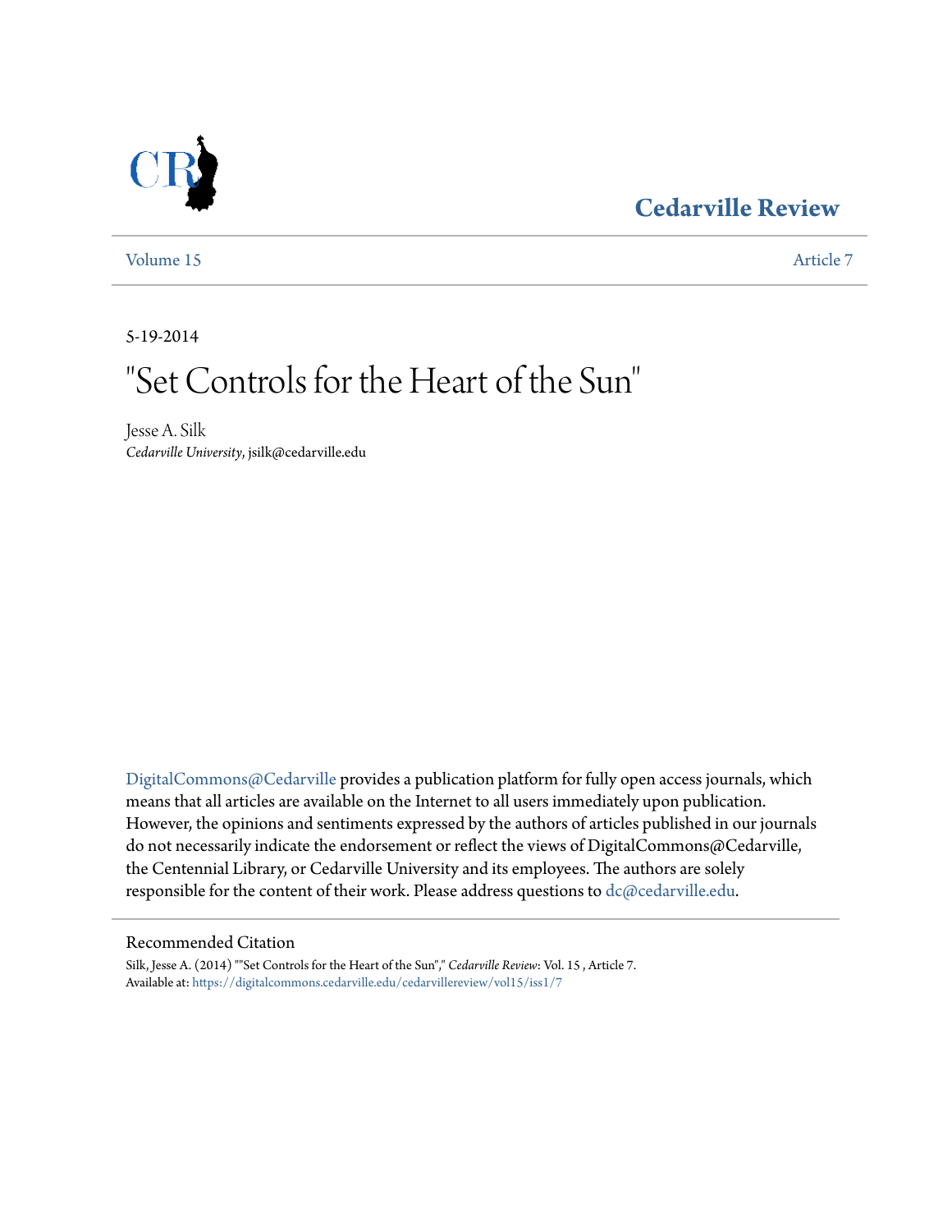Cedarville Review

Volume 15 | Article 7

5-19-2014

# "Set Controls for the Heart of the Sun"

Jesse A. Silk
*Cedarville University*, jsilk@cedarville.edu

DigitalCommons@Cedarville provides a publication platform for fully open access journals, which means that all articles are available on the Internet to all users immediately upon publication. However, the opinions and sentiments expressed by the authors of articles published in our journals do not necessarily indicate the endorsement or reflect the views of DigitalCommons@Cedarville, the Centennial Library, or Cedarville University and its employees. The authors are solely responsible for the content of their work. Please address questions to dc@cedarville.edu.

## Recommended Citation

Silk, Jesse A. (2014) ""Set Controls for the Heart of the Sun"," *Cedarville Review*: Vol. 15 , Article 7.
Available at: https://digitalcommons.cedarville.edu/cedarvillereview/vol15/iss1/7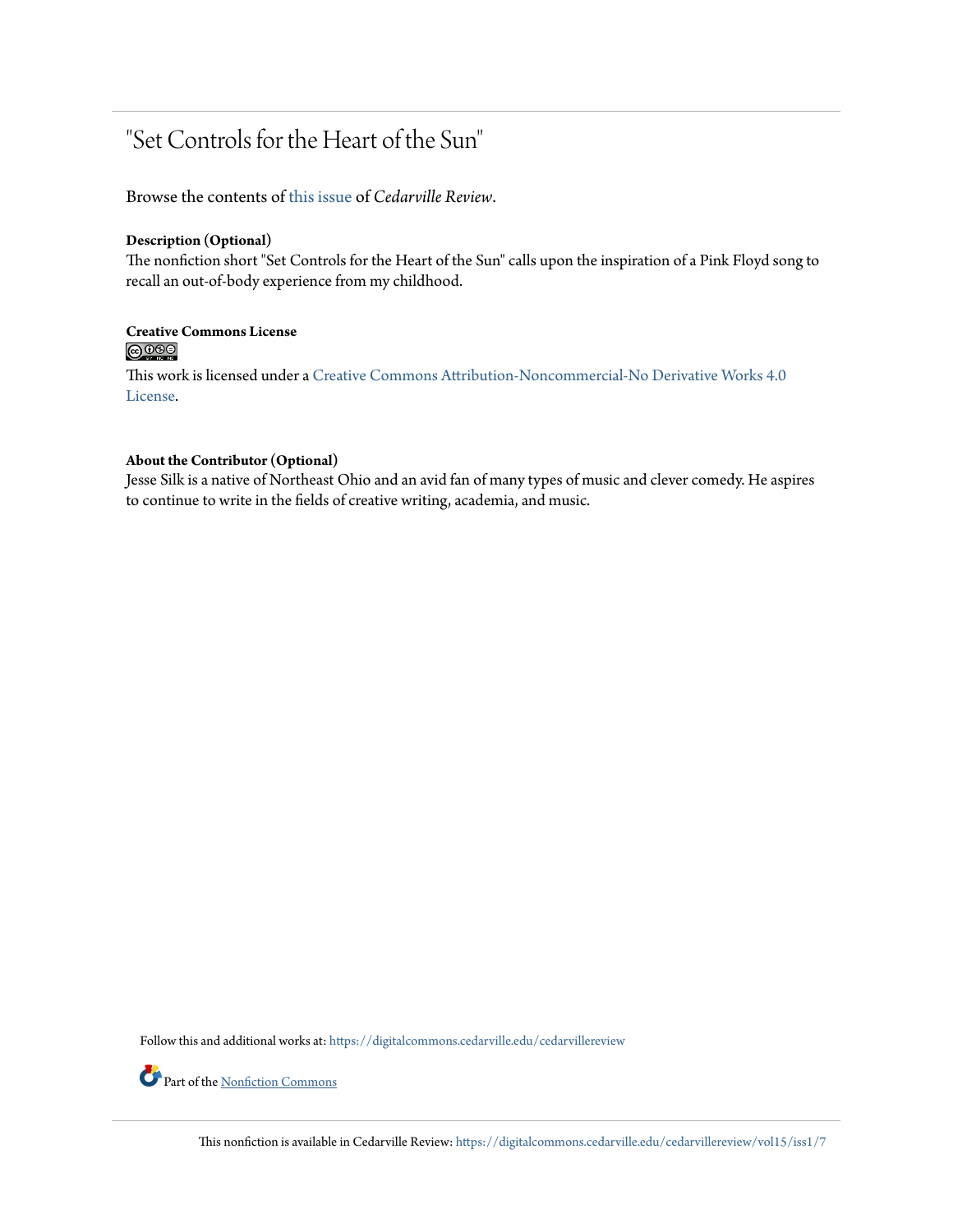# "Set Controls for the Heart of the Sun"

Browse the contents of this issue of *Cedarville Review*.

**Description (Optional)**

The nonfiction short "Set Controls for the Heart of the Sun" calls upon the inspiration of a Pink Floyd song to recall an out-of-body experience from my childhood.

**Creative Commons License**

This work is licensed under a Creative Commons Attribution-Noncommercial-No Derivative Works 4.0 License.

**About the Contributor (Optional)**

Jesse Silk is a native of Northeast Ohio and an avid fan of many types of music and clever comedy. He aspires to continue to write in the fields of creative writing, academia, and music.

Follow this and additional works at: https://digitalcommons.cedarville.edu/cedarvillereview

Part of the Nonfiction Commons

This nonfiction is available in Cedarville Review: https://digitalcommons.cedarville.edu/cedarvillereview/vol15/iss1/7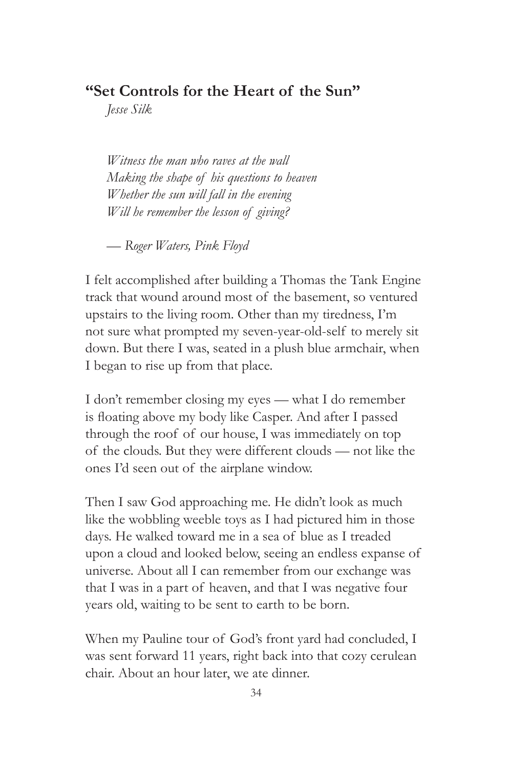## "Set Controls for the Heart of the Sun"

*Jesse Silk*

> *Witness the man who raves at the wall*
> *Making the shape of his questions to heaven*
> *Whether the sun will fall in the evening*
> *Will he remember the lesson of giving?*
>
> *— Roger Waters, Pink Floyd*

I felt accomplished after building a Thomas the Tank Engine track that wound around most of the basement, so ventured upstairs to the living room. Other than my tiredness, I'm not sure what prompted my seven-year-old-self to merely sit down. But there I was, seated in a plush blue armchair, when I began to rise up from that place.

I don't remember closing my eyes — what I do remember is floating above my body like Casper. And after I passed through the roof of our house, I was immediately on top of the clouds. But they were different clouds — not like the ones I'd seen out of the airplane window.

Then I saw God approaching me. He didn't look as much like the wobbling weeble toys as I had pictured him in those days. He walked toward me in a sea of blue as I treaded upon a cloud and looked below, seeing an endless expanse of universe. About all I can remember from our exchange was that I was in a part of heaven, and that I was negative four years old, waiting to be sent to earth to be born.

When my Pauline tour of God's front yard had concluded, I was sent forward 11 years, right back into that cozy cerulean chair. About an hour later, we ate dinner.